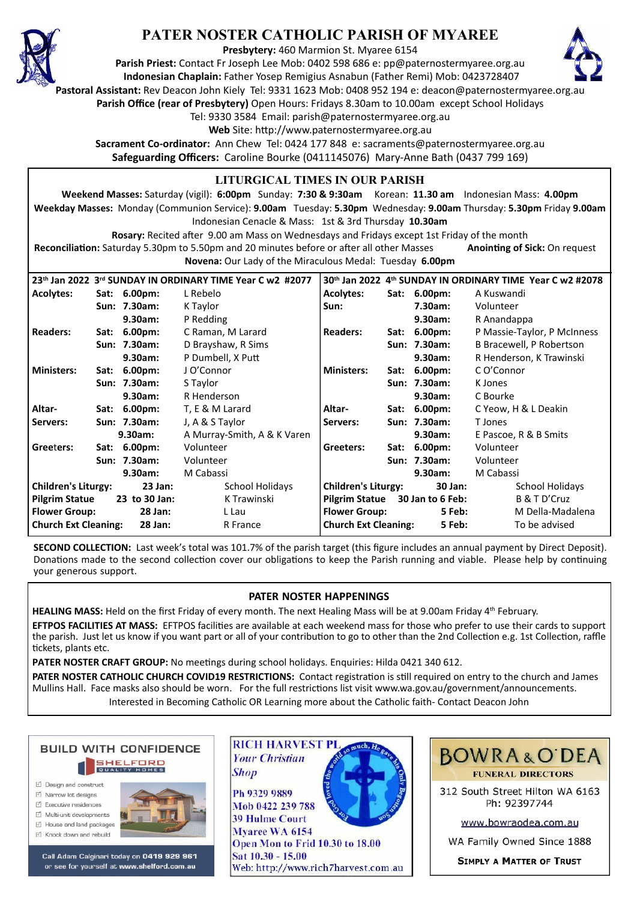# PATER NOSTER CATHOLIC PARISH OF MYAREE

**Presbytery:** 460 Marmion St. Myaree 6154

**Parish Priest:** Contact Fr Joseph Lee Mob: 0402 598 686 e: pp@paternostermyaree.org.au

**Indonesian Chaplain:** Father Yosep Remigius Asnabun (Father Remi) Mob: 0423728407

**Pastoral Assistant:** Rev Deacon John Kiely Tel: 9331 1623 Mob: 0408 952 194 e: deacon@paternostermyaree.org.au

**Parish Office (rear of Presbytery)** Open Hours: Fridays 8.30am to 10.00am except School Holidays

Tel: 9330 3584 Email: parish@paternostermyaree.org.au

**Web** Site: http://www.paternostermyaree.org.au

**Sacrament Co-ordinator:** Ann Chew Tel: 0424 177 848 e: sacraments@paternostermyaree.org.au

**Safeguarding Officers:** Caroline Bourke (0411145076) Mary-Anne Bath (0437 799 169)

## LITURGICAL TIMES IN OUR PARISH

**Weekend Masses:** Saturday (vigil): **6:00pm** Sunday: **7:30 & 9:30am** Korean: **11.30 am** Indonesian Mass: **4.00pm**

**Weekday Masses:** Monday (Communion Service): **9.00am** Tuesday: **5.30pm** Wednesday: **9.00am** Thursday: **5.30pm** Friday **9.00am**

Indonesian Cenacle & Mass: 1st & 3rd Thursday **10.30am**

**Rosary:** Recited after 9.00 am Mass on Wednesdays and Fridays except 1st Friday of the month

**Reconciliation:** Saturday 5.30pm to 5.50pm and 20 minutes before or after all other Masses **Anointing of Sick:** On request

**Novena:** Our Lady of the Miraculous Medal: Tuesday **6.00pm**

| 23rd Jan 2022 3rd SUNDAY IN ORDINARY TIME Year C w2 #2077 | | | 30th Jan 2022 4th SUNDAY IN ORDINARY TIME Year C w2 #2078 | | |
|---|---|---|---|---|---|
| **Acolytes:** | **Sat: 6.00pm:** | L Rebelo | **Acolytes:** | **Sat: 6.00pm:** | A Kuswandi |
| | **Sun: 7.30am:** | K Taylor | **Sun:** | **7.30am:** | Volunteer |
| | **9.30am:** | P Redding | | **9.30am:** | R Anandappa |
| **Readers:** | **Sat: 6.00pm:** | C Raman, M Larard | **Readers:** | **Sat: 6.00pm:** | P Massie-Taylor, P McInness |
| | **Sun: 7.30am:** | D Brayshaw, R Sims | | **Sun: 7.30am:** | B Bracewell, P Robertson |
| | **9.30am:** | P Dumbell, X Putt | | **9.30am:** | R Henderson, K Trawinski |
| **Ministers:** | **Sat: 6.00pm:** | J O'Connor | **Ministers:** | **Sat: 6.00pm:** | C O'Connor |
| | **Sun: 7.30am:** | S Taylor | | **Sun: 7.30am:** | K Jones |
| | **9.30am:** | R Henderson | | **9.30am:** | C Bourke |
| **Altar-** | **Sat: 6.00pm:** | T, E & M Larard | **Altar-** | **Sat: 6.00pm:** | C Yeow, H & L Deakin |
| **Servers:** | **Sun: 7.30am:** | J, A & S Taylor | **Servers:** | **Sun: 7.30am:** | T Jones |
| | **9.30am:** | A Murray-Smith, A & K Varen | | **9.30am:** | E Pascoe, R & B Smits |
| **Greeters:** | **Sat: 6.00pm:** | Volunteer | **Greeters:** | **Sat: 6.00pm:** | Volunteer |
| | **Sun: 7.30am:** | Volunteer | | **Sun: 7.30am:** | Volunteer |
| | **9.30am:** | M Cabassi | | **9.30am:** | M Cabassi |
| **Children's Liturgy:** | **23 Jan:** | School Holidays | **Children's Liturgy:** | **30 Jan:** | School Holidays |
| **Pilgrim Statue** | **23 to 30 Jan:** | K Trawinski | **Pilgrim Statue** | **30 Jan to 6 Feb:** | B & T D'Cruz |
| **Flower Group:** | **28 Jan:** | L Lau | **Flower Group:** | **5 Feb:** | M Della-Madalena |
| **Church Ext Cleaning:** | **28 Jan:** | R France | **Church Ext Cleaning:** | **5 Feb:** | To be advised |

**SECOND COLLECTION:** Last week's total was 101.7% of the parish target (this figure includes an annual payment by Direct Deposit). Donations made to the second collection cover our obligations to keep the Parish running and viable. Please help by continuing your generous support.

## PATER NOSTER HAPPENINGS

**HEALING MASS:** Held on the first Friday of every month. The next Healing Mass will be at 9.00am Friday 4th February.

**EFTPOS FACILITIES AT MASS:** EFTPOS facilities are available at each weekend mass for those who prefer to use their cards to support the parish. Just let us know if you want part or all of your contribution to go to other than the 2nd Collection e.g. 1st Collection, raffle tickets, plants etc.

**PATER NOSTER CRAFT GROUP:** No meetings during school holidays. Enquiries: Hilda 0421 340 612.

**PATER NOSTER CATHOLIC CHURCH COVID19 RESTRICTIONS:** Contact registration is still required on entry to the church and James Mullins Hall. Face masks also should be worn. For the full restrictions list visit www.wa.gov.au/government/announcements.

Interested in Becoming Catholic OR Learning more about the Catholic faith- Contact Deacon John

---

**BUILD WITH CONFIDENCE**

SHELFORD QUALITY HOMES

- Design and construct
- Narrow lot designs
- Executive residences
- Multi-unit developments
- House and land packages
- Knock down and rebuild

Call Adam Calginari today on **0419 929 961** or see for yourself at **www.shelford.com.au**

---

**RICH HARVEST PL**

*Your Christian Shop*

Ph 9329 9889
Mob 0422 239 788
39 Hulme Court
Myaree WA 6154
Open Mon to Frid 10.30 to 18.00
Sat 10.30 - 15.00
Web: http://www.rich7harvest.com.au

---

**BOWRA & O'DEA**

**FUNERAL DIRECTORS**

312 South Street Hilton WA 6163
Ph: 92397744

www.bowraodea.com.au

WA Family Owned Since 1888

**SIMPLY A MATTER OF TRUST**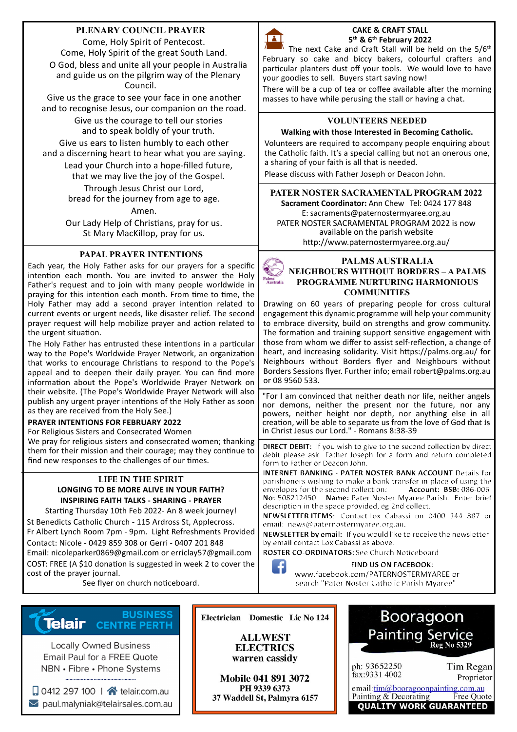## PLENARY COUNCIL PRAYER

Come, Holy Spirit of Pentecost.
Come, Holy Spirit of the great South Land.
O God, bless and unite all your people in Australia and guide us on the pilgrim way of the Plenary Council.
Give us the grace to see your face in one another and to recognise Jesus, our companion on the road.
Give us the courage to tell our stories and to speak boldly of your truth.
Give us ears to listen humbly to each other and a discerning heart to hear what you are saying.
Lead your Church into a hope-filled future, that we may live the joy of the Gospel.
Through Jesus Christ our Lord, bread for the journey from age to age.
Amen.
Our Lady Help of Christians, pray for us.
St Mary MacKillop, pray for us.

## PAPAL PRAYER INTENTIONS

Each year, the Holy Father asks for our prayers for a specific intention each month. You are invited to answer the Holy Father's request and to join with many people worldwide in praying for this intention each month. From time to time, the Holy Father may add a second prayer intention related to current events or urgent needs, like disaster relief. The second prayer request will help mobilize prayer and action related to the urgent situation.

The Holy Father has entrusted these intentions in a particular way to the Pope's Worldwide Prayer Network, an organization that works to encourage Christians to respond to the Pope's appeal and to deepen their daily prayer. You can find more information about the Pope's Worldwide Prayer Network on their website. (The Pope's Worldwide Prayer Network will also publish any urgent prayer intentions of the Holy Father as soon as they are received from the Holy See.)

**PRAYER INTENTIONS FOR FEBRUARY 2022**

For Religious Sisters and Consecrated Women

We pray for religious sisters and consecrated women; thanking them for their mission and their courage; may they continue to find new responses to the challenges of our times.

## LIFE IN THE SPIRIT

**LONGING TO BE MORE ALIVE IN YOUR FAITH?**

**INSPIRING FAITH TALKS - SHARING - PRAYER**

Starting Thursday 10th Feb 2022- An 8 week journey!

St Benedicts Catholic Church - 115 Ardross St, Applecross.

Fr Albert Lynch Room 7pm - 9pm. Light Refreshments Provided

Contact: Nicole - 0429 859 308 or Gerri - 0407 201 848

Email: nicoleparker0869@gmail.com or erriclay57@gmail.com

COST: FREE (A $10 donation is suggested in week 2 to cover the cost of the prayer journal.

See flyer on church noticeboard.

## CAKE & CRAFT STALL

**5th & 6th February 2022**

The next Cake and Craft Stall will be held on the 5/6th February so cake and biccy bakers, colourful crafters and particular planters dust off your tools. We would love to have your goodies to sell. Buyers start saving now!

There will be a cup of tea or coffee available after the morning masses to have while perusing the stall or having a chat.

## VOLUNTEERS NEEDED

**Walking with those Interested in Becoming Catholic.**

Volunteers are required to accompany people enquiring about the Catholic faith. It's a special calling but not an onerous one, a sharing of your faith is all that is needed.

Please discuss with Father Joseph or Deacon John.

## PATER NOSTER SACRAMENTAL PROGRAM 2022

**Sacrament Coordinator:** Ann Chew Tel: 0424 177 848

E: sacraments@paternostermyaree.org.au

PATER NOSTER SACRAMENTAL PROGRAM 2022 is now available on the parish website

http://www.paternostermyaree.org.au/

## PALMS AUSTRALIA NEIGHBOURS WITHOUT BORDERS – A PALMS PROGRAMME NURTURING HARMONIOUS COMMUNITIES

Drawing on 60 years of preparing people for cross cultural engagement this dynamic programme will help your community to embrace diversity, build on strengths and grow community. The formation and training support sensitive engagement with those from whom we differ to assist self-reflection, a change of heart, and increasing solidarity. Visit https://palms.org.au/ for Neighbours without Borders flyer and Neighbours without Borders Sessions flyer. Further info; email robert@palms.org.au or 08 9560 533.

"For I am convinced that neither death nor life, neither angels nor demons, neither the present nor the future, nor any powers, neither height nor depth, nor anything else in all creation, will be able to separate us from the love of God that is in Christ Jesus our Lord." - Romans 8:38-39

**DIRECT DEBIT**: If you wish to give to the second collection by direct debit please ask Father Joseph for a form and return completed form to Father or Deacon John.

**INTERNET BANKING - PATER NOSTER BANK ACCOUNT** Details for parishioners wishing to make a bank transfer in place of using the envelopes for the second collection: **Account: BSB:** 086-006 **No:** 508212450 **Name:** Pater Noster Myaree Parish. Enter brief description in the space provided, eg 2nd collect.

**NEWSLETTER ITEMS:** Contact Lox Cabassi on 0400 344 887 or email: news@paternostermyaree.org.au.

**NEWSLETTER by email:** If you would like to receive the newsletter by email contact Lox Cabassi as above.

**ROSTER CO-ORDINATORS:** See Church Noticeboard

**FIND US ON FACEBOOK:**
www.facebook.com/PATERNOSTERMYAREE or search "Pater Noster Catholic Parish Myaree"

---

**Telair BUSINESS CENTRE PERTH**

Locally Owned Business
Email Paul for a FREE Quote
NBN • Fibre • Phone Systems

0412 297 100 | telair.com.au
paul.malyniak@telairsales.com.au

---

Electrician Domestic Lic No 124

**ALLWEST ELECTRICS**
**warren cassidy**

**Mobile 041 891 3072**
**PH 9339 6373**
**37 Waddell St, Palmyra 6157**

---

**Booragoon Painting Service**
**Reg No 5329**

ph: 93652250
fax:9331 4002

Tim Regan
Proprietor

email: tim@booragoonpainting.com.au
Painting & Decorating Free Quote

**QUALITY WORK GUARANTEED**